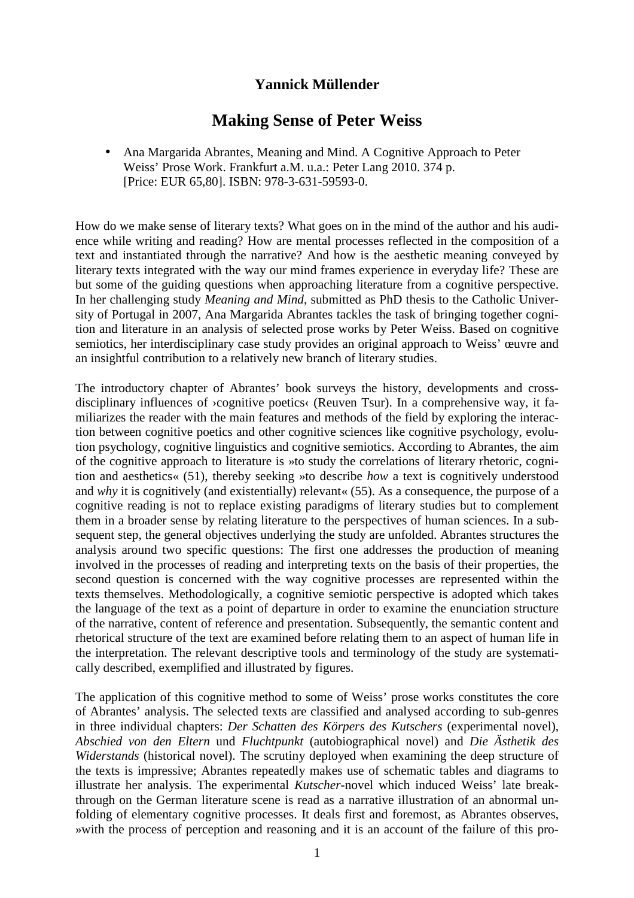**Yannick Müllender**

# Making Sense of Peter Weiss

- Ana Margarida Abrantes, Meaning and Mind. A Cognitive Approach to Peter Weiss' Prose Work. Frankfurt a.M. u.a.: Peter Lang 2010. 374 p. [Price: EUR 65,80]. ISBN: 978-3-631-59593-0.

How do we make sense of literary texts? What goes on in the mind of the author and his audience while writing and reading? How are mental processes reflected in the composition of a text and instantiated through the narrative? And how is the aesthetic meaning conveyed by literary texts integrated with the way our mind frames experience in everyday life? These are but some of the guiding questions when approaching literature from a cognitive perspective. In her challenging study *Meaning and Mind*, submitted as PhD thesis to the Catholic University of Portugal in 2007, Ana Margarida Abrantes tackles the task of bringing together cognition and literature in an analysis of selected prose works by Peter Weiss. Based on cognitive semiotics, her interdisciplinary case study provides an original approach to Weiss' œuvre and an insightful contribution to a relatively new branch of literary studies.

The introductory chapter of Abrantes' book surveys the history, developments and cross-disciplinary influences of ›cognitive poetics‹ (Reuven Tsur). In a comprehensive way, it familiarizes the reader with the main features and methods of the field by exploring the interaction between cognitive poetics and other cognitive sciences like cognitive psychology, evolution psychology, cognitive linguistics and cognitive semiotics. According to Abrantes, the aim of the cognitive approach to literature is »to study the correlations of literary rhetoric, cognition and aesthetics« (51), thereby seeking »to describe *how* a text is cognitively understood and *why* it is cognitively (and existentially) relevant« (55). As a consequence, the purpose of a cognitive reading is not to replace existing paradigms of literary studies but to complement them in a broader sense by relating literature to the perspectives of human sciences. In a subsequent step, the general objectives underlying the study are unfolded. Abrantes structures the analysis around two specific questions: The first one addresses the production of meaning involved in the processes of reading and interpreting texts on the basis of their properties, the second question is concerned with the way cognitive processes are represented within the texts themselves. Methodologically, a cognitive semiotic perspective is adopted which takes the language of the text as a point of departure in order to examine the enunciation structure of the narrative, content of reference and presentation. Subsequently, the semantic content and rhetorical structure of the text are examined before relating them to an aspect of human life in the interpretation. The relevant descriptive tools and terminology of the study are systematically described, exemplified and illustrated by figures.

The application of this cognitive method to some of Weiss' prose works constitutes the core of Abrantes' analysis. The selected texts are classified and analysed according to sub-genres in three individual chapters: *Der Schatten des Körpers des Kutschers* (experimental novel), *Abschied von den Eltern* und *Fluchtpunkt* (autobiographical novel) and *Die Ästhetik des Widerstands* (historical novel). The scrutiny deployed when examining the deep structure of the texts is impressive; Abrantes repeatedly makes use of schematic tables and diagrams to illustrate her analysis. The experimental *Kutscher*-novel which induced Weiss' late breakthrough on the German literature scene is read as a narrative illustration of an abnormal unfolding of elementary cognitive processes. It deals first and foremost, as Abrantes observes, »with the process of perception and reasoning and it is an account of the failure of this pro-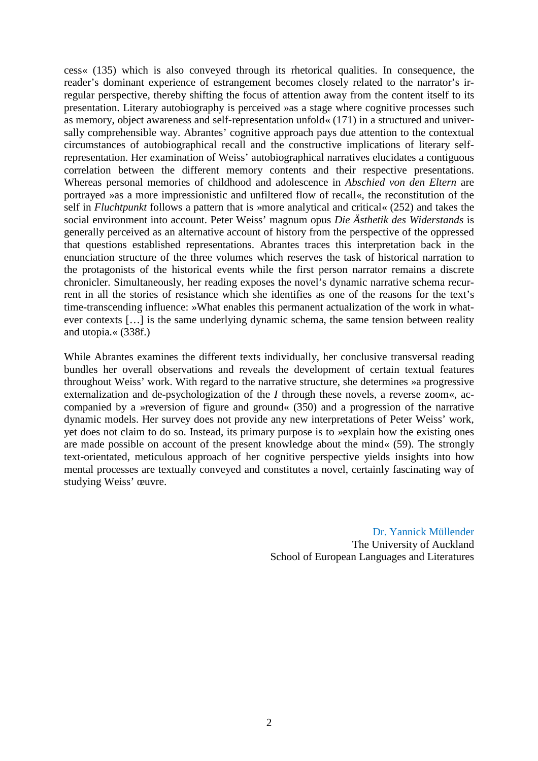cess« (135) which is also conveyed through its rhetorical qualities. In consequence, the reader's dominant experience of estrangement becomes closely related to the narrator's irregular perspective, thereby shifting the focus of attention away from the content itself to its presentation. Literary autobiography is perceived »as a stage where cognitive processes such as memory, object awareness and self-representation unfold« (171) in a structured and universally comprehensible way. Abrantes' cognitive approach pays due attention to the contextual circumstances of autobiographical recall and the constructive implications of literary self-representation. Her examination of Weiss' autobiographical narratives elucidates a contiguous correlation between the different memory contents and their respective presentations. Whereas personal memories of childhood and adolescence in *Abschied von den Eltern* are portrayed »as a more impressionistic and unfiltered flow of recall«, the reconstitution of the self in *Fluchtpunkt* follows a pattern that is »more analytical and critical« (252) and takes the social environment into account. Peter Weiss' magnum opus *Die Ästhetik des Widerstands* is generally perceived as an alternative account of history from the perspective of the oppressed that questions established representations. Abrantes traces this interpretation back in the enunciation structure of the three volumes which reserves the task of historical narration to the protagonists of the historical events while the first person narrator remains a discrete chronicler. Simultaneously, her reading exposes the novel's dynamic narrative schema recurrent in all the stories of resistance which she identifies as one of the reasons for the text's time-transcending influence: »What enables this permanent actualization of the work in whatever contexts […] is the same underlying dynamic schema, the same tension between reality and utopia.« (338f.)

While Abrantes examines the different texts individually, her conclusive transversal reading bundles her overall observations and reveals the development of certain textual features throughout Weiss' work. With regard to the narrative structure, she determines »a progressive externalization and de-psychologization of the *I* through these novels, a reverse zoom«, accompanied by a »reversion of figure and ground« (350) and a progression of the narrative dynamic models. Her survey does not provide any new interpretations of Peter Weiss' work, yet does not claim to do so. Instead, its primary purpose is to »explain how the existing ones are made possible on account of the present knowledge about the mind« (59). The strongly text-orientated, meticulous approach of her cognitive perspective yields insights into how mental processes are textually conveyed and constitutes a novel, certainly fascinating way of studying Weiss' œuvre.

Dr. Yannick Müllender
The University of Auckland
School of European Languages and Literatures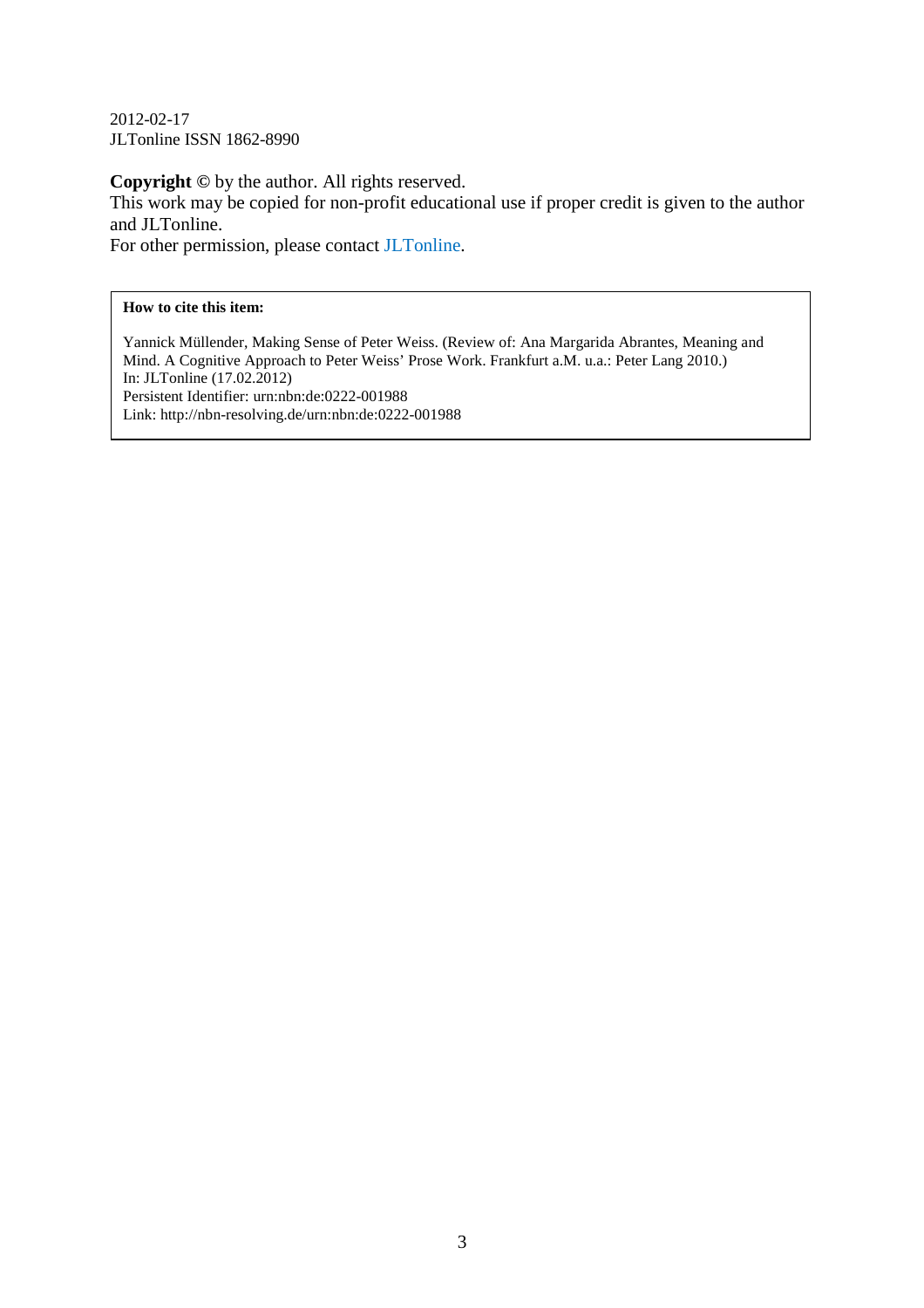2012-02-17
JLTonline ISSN 1862-8990

**Copyright** © by the author. All rights reserved.
This work may be copied for non-profit educational use if proper credit is given to the author and JLTonline.
For other permission, please contact JLTonline.

**How to cite this item:**

Yannick Müllender, Making Sense of Peter Weiss. (Review of: Ana Margarida Abrantes, Meaning and Mind. A Cognitive Approach to Peter Weiss' Prose Work. Frankfurt a.M. u.a.: Peter Lang 2010.)
In: JLTonline (17.02.2012)
Persistent Identifier: urn:nbn:de:0222-001988
Link: http://nbn-resolving.de/urn:nbn:de:0222-001988